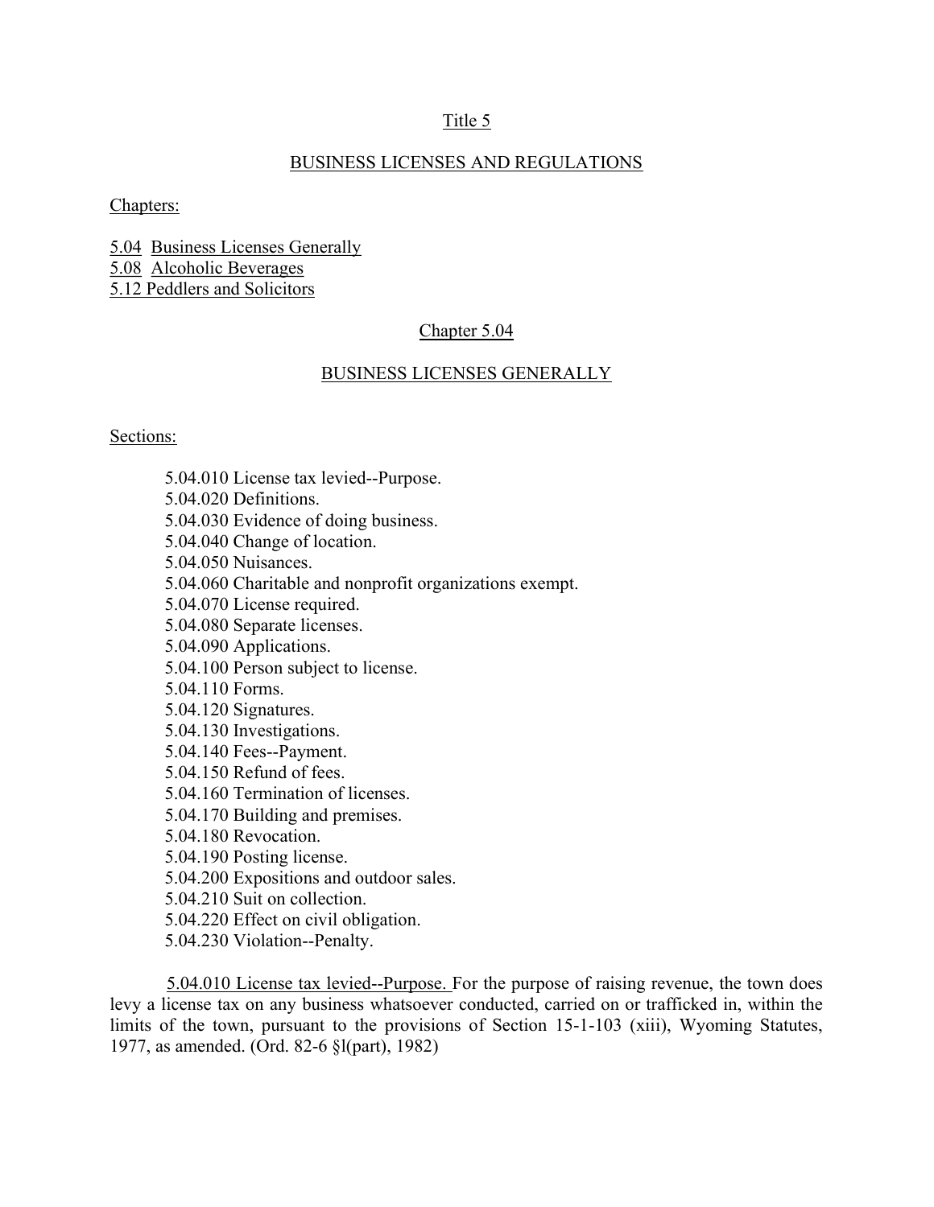# Title 5

## BUSINESS LICENSES AND REGULATIONS

Chapters:

5.04 Business Licenses Generally
5.08 Alcoholic Beverages
5.12 Peddlers and Solicitors

## Chapter 5.04

## BUSINESS LICENSES GENERALLY

Sections:

- 5.04.010 License tax levied--Purpose.
- 5.04.020 Definitions.
- 5.04.030 Evidence of doing business.
- 5.04.040 Change of location.
- 5.04.050 Nuisances.
- 5.04.060 Charitable and nonprofit organizations exempt.
- 5.04.070 License required.
- 5.04.080 Separate licenses.
- 5.04.090 Applications.
- 5.04.100 Person subject to license.
- 5.04.110 Forms.
- 5.04.120 Signatures.
- 5.04.130 Investigations.
- 5.04.140 Fees--Payment.
- 5.04.150 Refund of fees.
- 5.04.160 Termination of licenses.
- 5.04.170 Building and premises.
- 5.04.180 Revocation.
- 5.04.190 Posting license.
- 5.04.200 Expositions and outdoor sales.
- 5.04.210 Suit on collection.
- 5.04.220 Effect on civil obligation.
- 5.04.230 Violation--Penalty.

5.04.010 License tax levied--Purpose. For the purpose of raising revenue, the town does levy a license tax on any business whatsoever conducted, carried on or trafficked in, within the limits of the town, pursuant to the provisions of Section 15-1-103 (xiii), Wyoming Statutes, 1977, as amended. (Ord. 82-6 §l(part), 1982)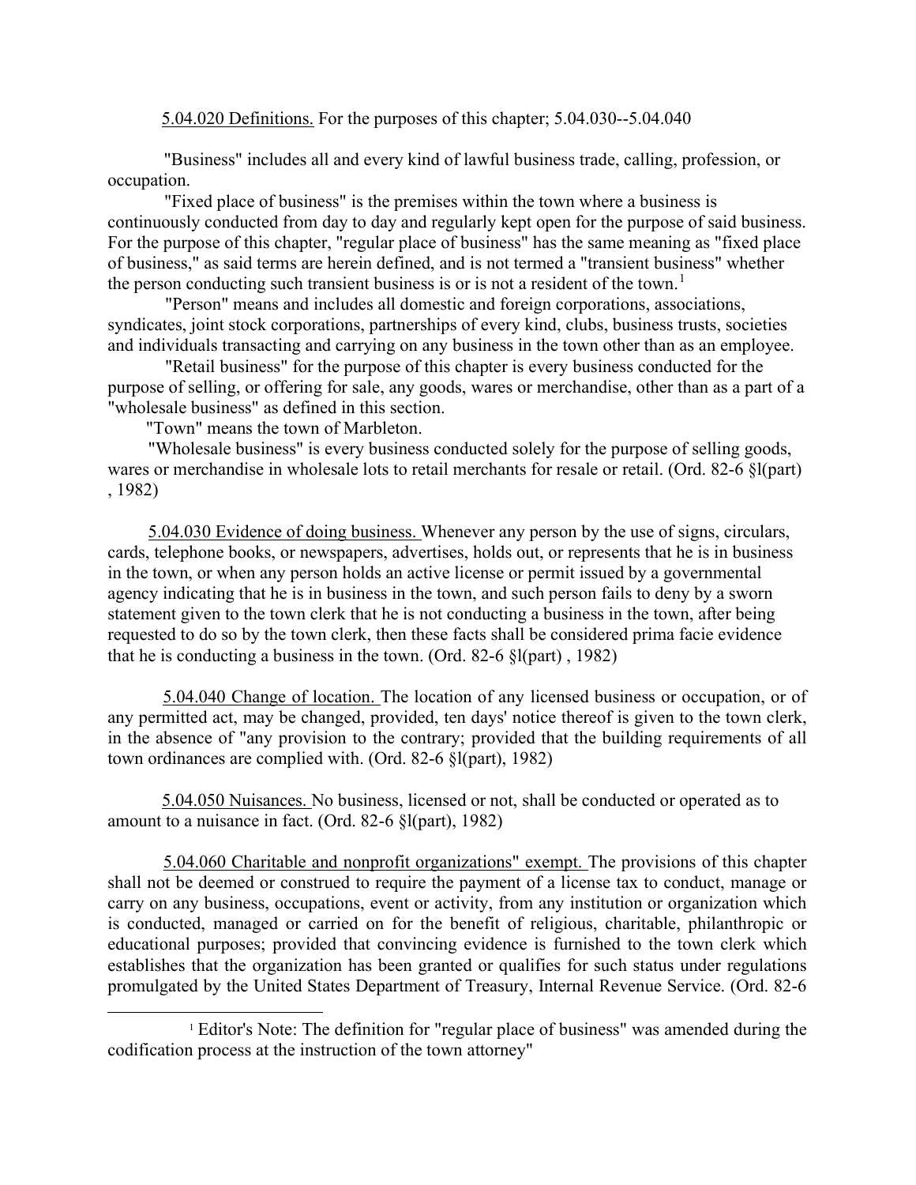5.04.020 Definitions. For the purposes of this chapter; 5.04.030--5.04.040

"Business" includes all and every kind of lawful business trade, calling, profession, or occupation.

"Fixed place of business" is the premises within the town where a business is continuously conducted from day to day and regularly kept open for the purpose of said business. For the purpose of this chapter, "regular place of business" has the same meaning as "fixed place of business," as said terms are herein defined, and is not termed a "transient business" whether the person conducting such transient business is or is not a resident of the town.[1]

"Person" means and includes all domestic and foreign corporations, associations, syndicates, joint stock corporations, partnerships of every kind, clubs, business trusts, societies and individuals transacting and carrying on any business in the town other than as an employee.

"Retail business" for the purpose of this chapter is every business conducted for the purpose of selling, or offering for sale, any goods, wares or merchandise, other than as a part of a "wholesale business" as defined in this section.

"Town" means the town of Marbleton.

"Wholesale business" is every business conducted solely for the purpose of selling goods, wares or merchandise in wholesale lots to retail merchants for resale or retail. (Ord. 82-6 §l(part) , 1982)

5.04.030 Evidence of doing business. Whenever any person by the use of signs, circulars, cards, telephone books, or newspapers, advertises, holds out, or represents that he is in business in the town, or when any person holds an active license or permit issued by a governmental agency indicating that he is in business in the town, and such person fails to deny by a sworn statement given to the town clerk that he is not conducting a business in the town, after being requested to do so by the town clerk, then these facts shall be considered prima facie evidence that he is conducting a business in the town. (Ord. 82-6 §l(part) , 1982)

5.04.040 Change of location. The location of any licensed business or occupation, or of any permitted act, may be changed, provided, ten days' notice thereof is given to the town clerk, in the absence of "any provision to the contrary; provided that the building requirements of all town ordinances are complied with. (Ord. 82-6 §l(part), 1982)

5.04.050 Nuisances. No business, licensed or not, shall be conducted or operated as to amount to a nuisance in fact. (Ord. 82-6 §l(part), 1982)

5.04.060 Charitable and nonprofit organizations" exempt. The provisions of this chapter shall not be deemed or construed to require the payment of a license tax to conduct, manage or carry on any business, occupations, event or activity, from any institution or organization which is conducted, managed or carried on for the benefit of religious, charitable, philanthropic or educational purposes; provided that convincing evidence is furnished to the town clerk which establishes that the organization has been granted or qualifies for such status under regulations promulgated by the United States Department of Treasury, Internal Revenue Service. (Ord. 82-6

[1] Editor's Note: The definition for "regular place of business" was amended during the codification process at the instruction of the town attorney"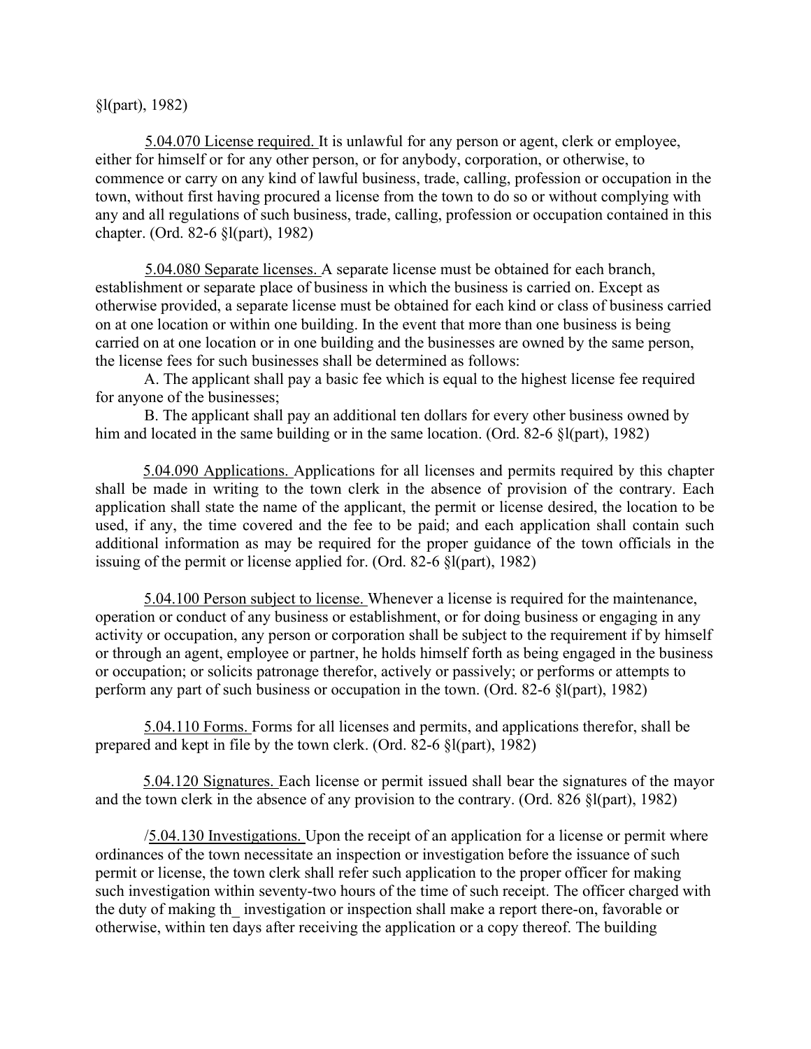§l(part), 1982)

<u>5.04.070 License required.</u> It is unlawful for any person or agent, clerk or employee, either for himself or for any other person, or for anybody, corporation, or otherwise, to commence or carry on any kind of lawful business, trade, calling, profession or occupation in the town, without first having procured a license from the town to do so or without complying with any and all regulations of such business, trade, calling, profession or occupation contained in this chapter. (Ord. 82-6 §l(part), 1982)

<u>5.04.080 Separate licenses.</u> A separate license must be obtained for each branch, establishment or separate place of business in which the business is carried on. Except as otherwise provided, a separate license must be obtained for each kind or class of business carried on at one location or within one building. In the event that more than one business is being carried on at one location or in one building and the businesses are owned by the same person, the license fees for such businesses shall be determined as follows:

A. The applicant shall pay a basic fee which is equal to the highest license fee required for anyone of the businesses;

B. The applicant shall pay an additional ten dollars for every other business owned by him and located in the same building or in the same location. (Ord. 82-6 §l(part), 1982)

<u>5.04.090 Applications.</u> Applications for all licenses and permits required by this chapter shall be made in writing to the town clerk in the absence of provision of the contrary. Each application shall state the name of the applicant, the permit or license desired, the location to be used, if any, the time covered and the fee to be paid; and each application shall contain such additional information as may be required for the proper guidance of the town officials in the issuing of the permit or license applied for. (Ord. 82-6 §l(part), 1982)

<u>5.04.100 Person subject to license.</u> Whenever a license is required for the maintenance, operation or conduct of any business or establishment, or for doing business or engaging in any activity or occupation, any person or corporation shall be subject to the requirement if by himself or through an agent, employee or partner, he holds himself forth as being engaged in the business or occupation; or solicits patronage therefor, actively or passively; or performs or attempts to perform any part of such business or occupation in the town. (Ord. 82-6 §l(part), 1982)

<u>5.04.110 Forms.</u> Forms for all licenses and permits, and applications therefor, shall be prepared and kept in file by the town clerk. (Ord. 82-6 §l(part), 1982)

<u>5.04.120 Signatures.</u> Each license or permit issued shall bear the signatures of the mayor and the town clerk in the absence of any provision to the contrary. (Ord. 826 §l(part), 1982)

/<u>5.04.130 Investigations.</u> Upon the receipt of an application for a license or permit where ordinances of the town necessitate an inspection or investigation before the issuance of such permit or license, the town clerk shall refer such application to the proper officer for making such investigation within seventy-two hours of the time of such receipt. The officer charged with the duty of making th_ investigation or inspection shall make a report there-on, favorable or otherwise, within ten days after receiving the application or a copy thereof. The building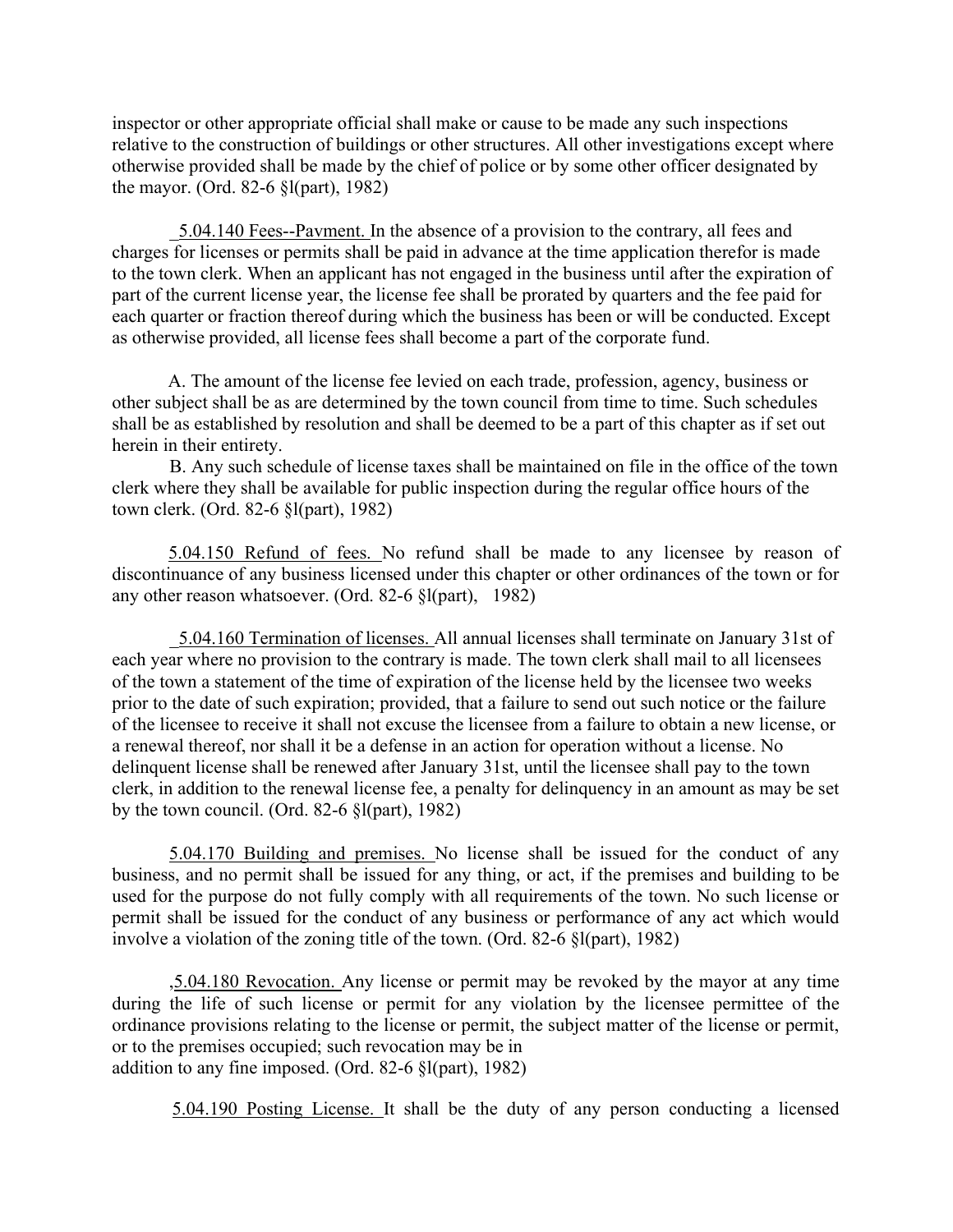inspector or other appropriate official shall make or cause to be made any such inspections relative to the construction of buildings or other structures. All other investigations except where otherwise provided shall be made by the chief of police or by some other officer designated by the mayor. (Ord. 82-6 §l(part), 1982)

5.04.140 Fees--Pavment. In the absence of a provision to the contrary, all fees and charges for licenses or permits shall be paid in advance at the time application therefor is made to the town clerk. When an applicant has not engaged in the business until after the expiration of part of the current license year, the license fee shall be prorated by quarters and the fee paid for each quarter or fraction thereof during which the business has been or will be conducted. Except as otherwise provided, all license fees shall become a part of the corporate fund.

A. The amount of the license fee levied on each trade, profession, agency, business or other subject shall be as are determined by the town council from time to time. Such schedules shall be as established by resolution and shall be deemed to be a part of this chapter as if set out herein in their entirety.

B. Any such schedule of license taxes shall be maintained on file in the office of the town clerk where they shall be available for public inspection during the regular office hours of the town clerk. (Ord. 82-6 §l(part), 1982)

5.04.150 Refund of fees. No refund shall be made to any licensee by reason of discontinuance of any business licensed under this chapter or other ordinances of the town or for any other reason whatsoever. (Ord. 82-6 §l(part), 1982)

5.04.160 Termination of licenses. All annual licenses shall terminate on January 31st of each year where no provision to the contrary is made. The town clerk shall mail to all licensees of the town a statement of the time of expiration of the license held by the licensee two weeks prior to the date of such expiration; provided, that a failure to send out such notice or the failure of the licensee to receive it shall not excuse the licensee from a failure to obtain a new license, or a renewal thereof, nor shall it be a defense in an action for operation without a license. No delinquent license shall be renewed after January 31st, until the licensee shall pay to the town clerk, in addition to the renewal license fee, a penalty for delinquency in an amount as may be set by the town council. (Ord. 82-6 §l(part), 1982)

5.04.170 Building and premises. No license shall be issued for the conduct of any business, and no permit shall be issued for any thing, or act, if the premises and building to be used for the purpose do not fully comply with all requirements of the town. No such license or permit shall be issued for the conduct of any business or performance of any act which would involve a violation of the zoning title of the town. (Ord. 82-6 §l(part), 1982)

,5.04.180 Revocation. Any license or permit may be revoked by the mayor at any time during the life of such license or permit for any violation by the licensee permittee of the ordinance provisions relating to the license or permit, the subject matter of the license or permit, or to the premises occupied; such revocation may be in addition to any fine imposed. (Ord. 82-6 §l(part), 1982)

5.04.190 Posting License. It shall be the duty of any person conducting a licensed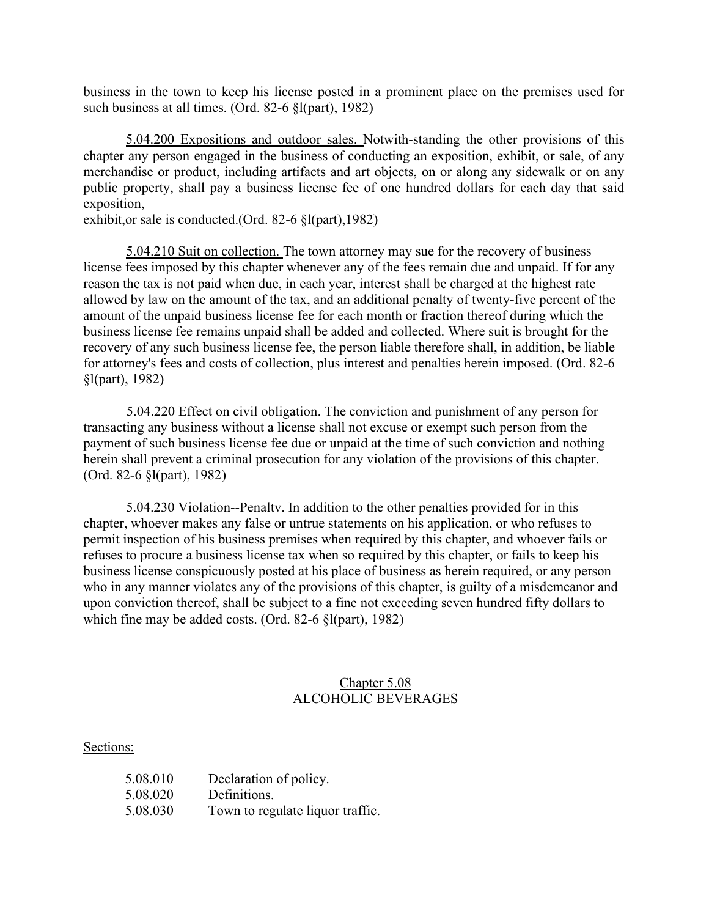business in the town to keep his license posted in a prominent place on the premises used for such business at all times. (Ord. 82-6 §l(part), 1982)

5.04.200 Expositions and outdoor sales. Notwith-standing the other provisions of this chapter any person engaged in the business of conducting an exposition, exhibit, or sale, of any merchandise or product, including artifacts and art objects, on or along any sidewalk or on any public property, shall pay a business license fee of one hundred dollars for each day that said exposition,
exhibit,or sale is conducted.(Ord. 82-6 §l(part),1982)

5.04.210 Suit on collection. The town attorney may sue for the recovery of business license fees imposed by this chapter whenever any of the fees remain due and unpaid. If for any reason the tax is not paid when due, in each year, interest shall be charged at the highest rate allowed by law on the amount of the tax, and an additional penalty of twenty-five percent of the amount of the unpaid business license fee for each month or fraction thereof during which the business license fee remains unpaid shall be added and collected. Where suit is brought for the recovery of any such business license fee, the person liable therefore shall, in addition, be liable for attorney's fees and costs of collection, plus interest and penalties herein imposed. (Ord. 82-6 §l(part), 1982)

5.04.220 Effect on civil obligation. The conviction and punishment of any person for transacting any business without a license shall not excuse or exempt such person from the payment of such business license fee due or unpaid at the time of such conviction and nothing herein shall prevent a criminal prosecution for any violation of the provisions of this chapter. (Ord. 82-6 §l(part), 1982)

5.04.230 Violation--Penaltv. In addition to the other penalties provided for in this chapter, whoever makes any false or untrue statements on his application, or who refuses to permit inspection of his business premises when required by this chapter, and whoever fails or refuses to procure a business license tax when so required by this chapter, or fails to keep his business license conspicuously posted at his place of business as herein required, or any person who in any manner violates any of the provisions of this chapter, is guilty of a misdemeanor and upon conviction thereof, shall be subject to a fine not exceeding seven hundred fifty dollars to which fine may be added costs. (Ord. 82-6 §l(part), 1982)

## Chapter 5.08
## ALCOHOLIC BEVERAGES

Sections:

| | |
|---|---|
| 5.08.010 | Declaration of policy. |
| 5.08.020 | Definitions. |
| 5.08.030 | Town to regulate liquor traffic. |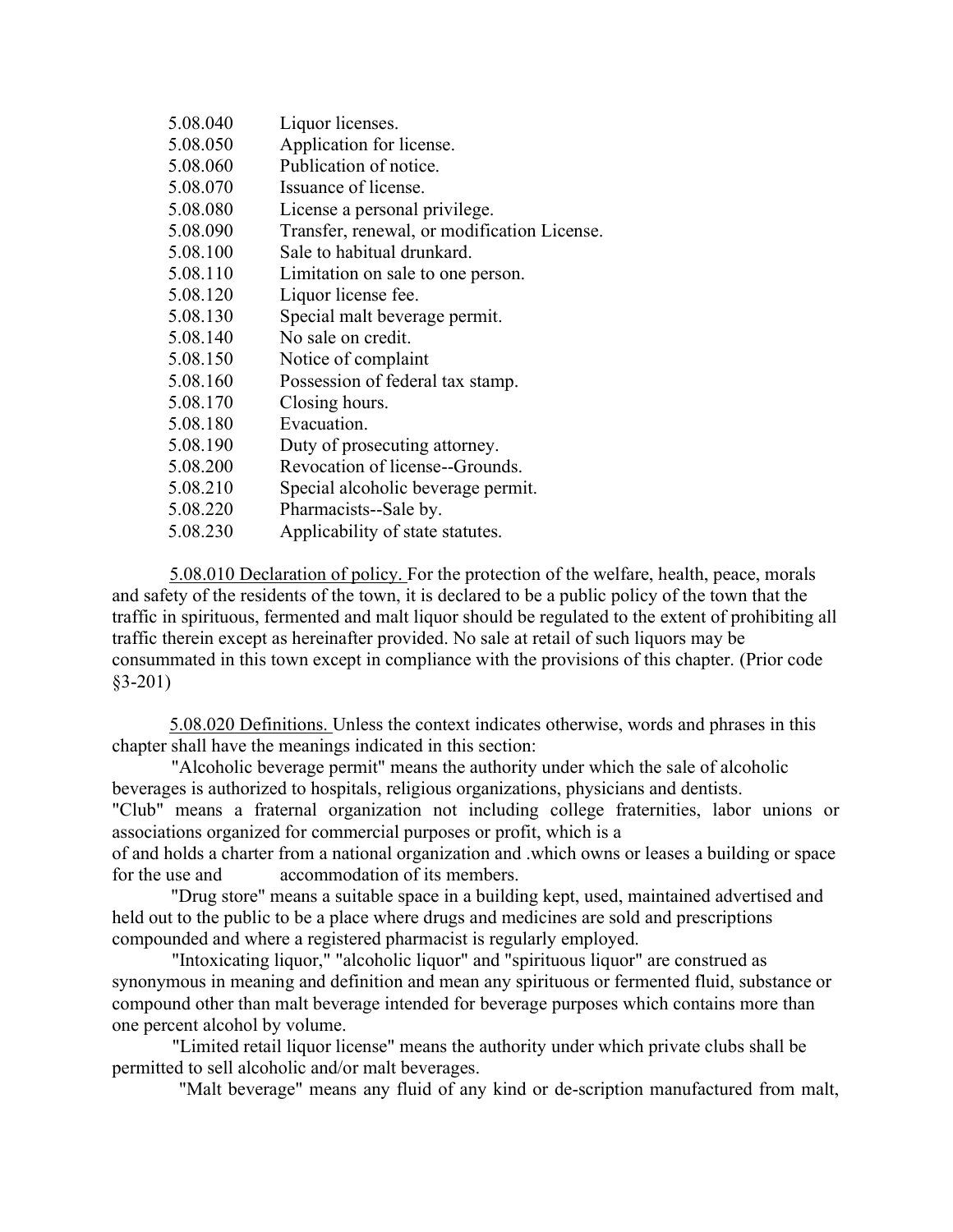| | |
|---|---|
| 5.08.040 | Liquor licenses. |
| 5.08.050 | Application for license. |
| 5.08.060 | Publication of notice. |
| 5.08.070 | Issuance of license. |
| 5.08.080 | License a personal privilege. |
| 5.08.090 | Transfer, renewal, or modification License. |
| 5.08.100 | Sale to habitual drunkard. |
| 5.08.110 | Limitation on sale to one person. |
| 5.08.120 | Liquor license fee. |
| 5.08.130 | Special malt beverage permit. |
| 5.08.140 | No sale on credit. |
| 5.08.150 | Notice of complaint |
| 5.08.160 | Possession of federal tax stamp. |
| 5.08.170 | Closing hours. |
| 5.08.180 | Evacuation. |
| 5.08.190 | Duty of prosecuting attorney. |
| 5.08.200 | Revocation of license--Grounds. |
| 5.08.210 | Special alcoholic beverage permit. |
| 5.08.220 | Pharmacists--Sale by. |
| 5.08.230 | Applicability of state statutes. |

5.08.010 Declaration of policy. For the protection of the welfare, health, peace, morals and safety of the residents of the town, it is declared to be a public policy of the town that the traffic in spirituous, fermented and malt liquor should be regulated to the extent of prohibiting all traffic therein except as hereinafter provided. No sale at retail of such liquors may be consummated in this town except in compliance with the provisions of this chapter. (Prior code §3-201)

5.08.020 Definitions. Unless the context indicates otherwise, words and phrases in this chapter shall have the meanings indicated in this section:

"Alcoholic beverage permit" means the authority under which the sale of alcoholic beverages is authorized to hospitals, religious organizations, physicians and dentists.

"Club" means a fraternal organization not including college fraternities, labor unions or associations organized for commercial purposes or profit, which is a of and holds a charter from a national organization and .which owns or leases a building or space for the use and accommodation of its members.

"Drug store" means a suitable space in a building kept, used, maintained advertised and held out to the public to be a place where drugs and medicines are sold and prescriptions compounded and where a registered pharmacist is regularly employed.

"Intoxicating liquor," "alcoholic liquor" and "spirituous liquor" are construed as synonymous in meaning and definition and mean any spirituous or fermented fluid, substance or compound other than malt beverage intended for beverage purposes which contains more than one percent alcohol by volume.

"Limited retail liquor license" means the authority under which private clubs shall be permitted to sell alcoholic and/or malt beverages.

"Malt beverage" means any fluid of any kind or de-scription manufactured from malt,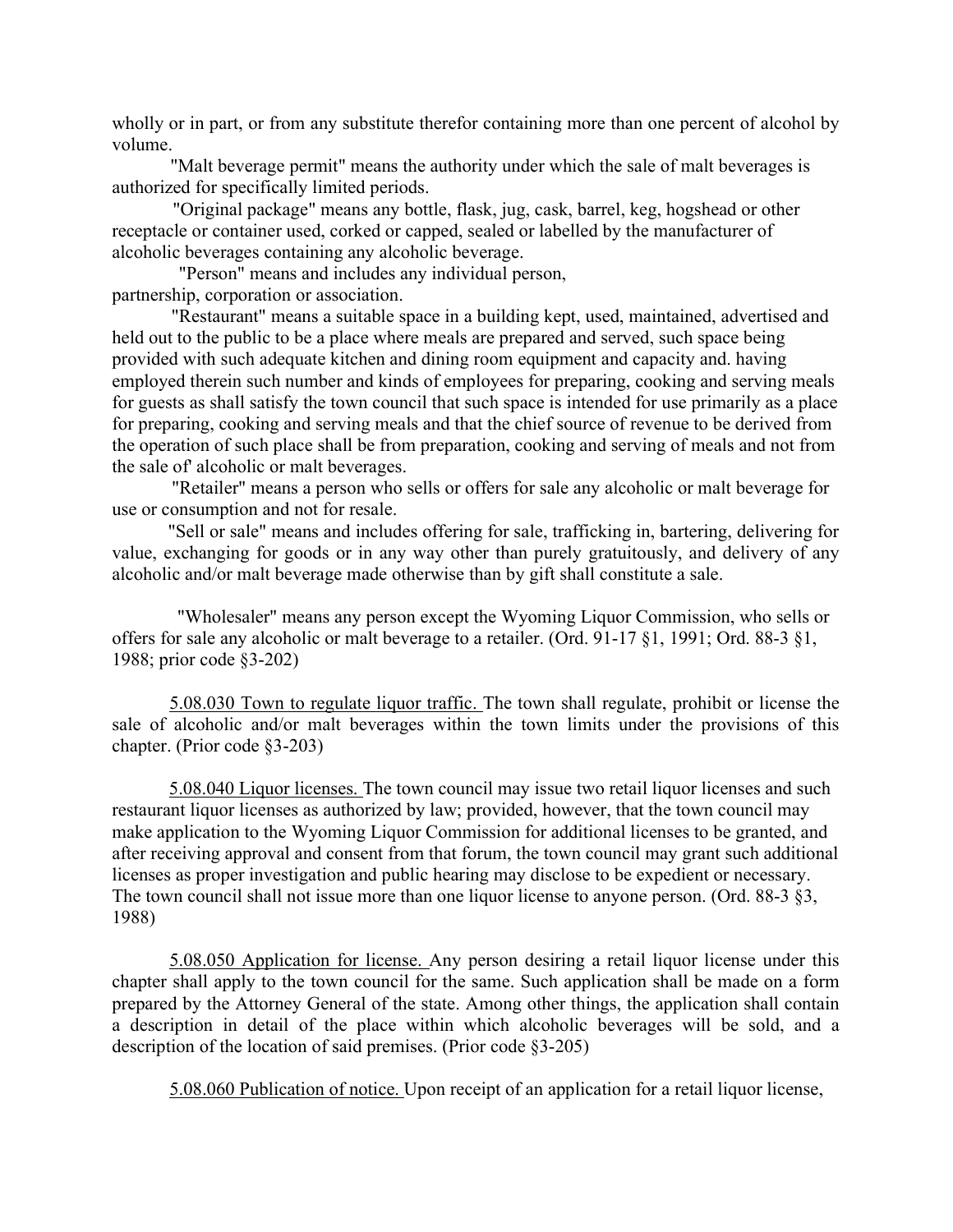wholly or in part, or from any substitute therefor containing more than one percent of alcohol by volume.

"Malt beverage permit" means the authority under which the sale of malt beverages is authorized for specifically limited periods.

"Original package" means any bottle, flask, jug, cask, barrel, keg, hogshead or other receptacle or container used, corked or capped, sealed or labelled by the manufacturer of alcoholic beverages containing any alcoholic beverage.

"Person" means and includes any individual person, partnership, corporation or association.

"Restaurant" means a suitable space in a building kept, used, maintained, advertised and held out to the public to be a place where meals are prepared and served, such space being provided with such adequate kitchen and dining room equipment and capacity and. having employed therein such number and kinds of employees for preparing, cooking and serving meals for guests as shall satisfy the town council that such space is intended for use primarily as a place for preparing, cooking and serving meals and that the chief source of revenue to be derived from the operation of such place shall be from preparation, cooking and serving of meals and not from the sale of' alcoholic or malt beverages.

"Retailer" means a person who sells or offers for sale any alcoholic or malt beverage for use or consumption and not for resale.

"Sell or sale" means and includes offering for sale, trafficking in, bartering, delivering for value, exchanging for goods or in any way other than purely gratuitously, and delivery of any alcoholic and/or malt beverage made otherwise than by gift shall constitute a sale.

"Wholesaler" means any person except the Wyoming Liquor Commission, who sells or offers for sale any alcoholic or malt beverage to a retailer. (Ord. 91-17 §1, 1991; Ord. 88-3 §1, 1988; prior code §3-202)

5.08.030 Town to regulate liquor traffic. The town shall regulate, prohibit or license the sale of alcoholic and/or malt beverages within the town limits under the provisions of this chapter. (Prior code §3-203)

5.08.040 Liquor licenses. The town council may issue two retail liquor licenses and such restaurant liquor licenses as authorized by law; provided, however, that the town council may make application to the Wyoming Liquor Commission for additional licenses to be granted, and after receiving approval and consent from that forum, the town council may grant such additional licenses as proper investigation and public hearing may disclose to be expedient or necessary. The town council shall not issue more than one liquor license to anyone person. (Ord. 88-3 §3, 1988)

5.08.050 Application for license. Any person desiring a retail liquor license under this chapter shall apply to the town council for the same. Such application shall be made on a form prepared by the Attorney General of the state. Among other things, the application shall contain a description in detail of the place within which alcoholic beverages will be sold, and a description of the location of said premises. (Prior code §3-205)

5.08.060 Publication of notice. Upon receipt of an application for a retail liquor license,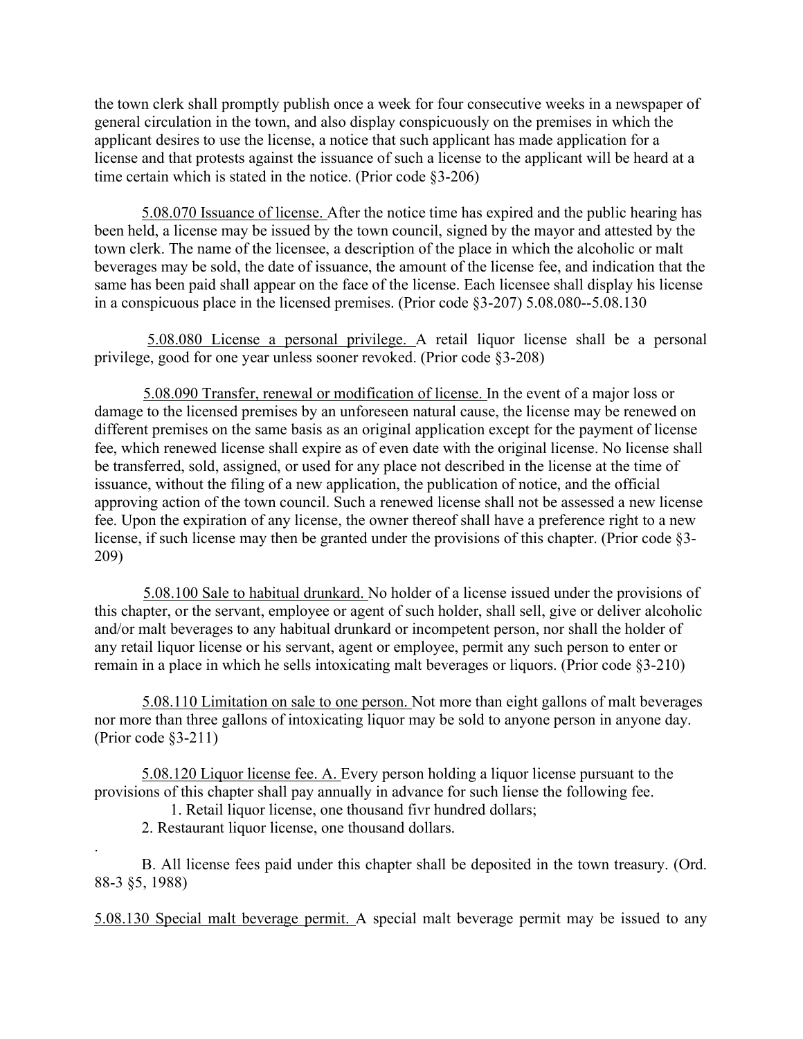the town clerk shall promptly publish once a week for four consecutive weeks in a newspaper of general circulation in the town, and also display conspicuously on the premises in which the applicant desires to use the license, a notice that such applicant has made application for a license and that protests against the issuance of such a license to the applicant will be heard at a time certain which is stated in the notice. (Prior code §3-206)

5.08.070 Issuance of license. After the notice time has expired and the public hearing has been held, a license may be issued by the town council, signed by the mayor and attested by the town clerk. The name of the licensee, a description of the place in which the alcoholic or malt beverages may be sold, the date of issuance, the amount of the license fee, and indication that the same has been paid shall appear on the face of the license. Each licensee shall display his license in a conspicuous place in the licensed premises. (Prior code §3-207) 5.08.080--5.08.130

5.08.080 License a personal privilege. A retail liquor license shall be a personal privilege, good for one year unless sooner revoked. (Prior code §3-208)

5.08.090 Transfer, renewal or modification of license. In the event of a major loss or damage to the licensed premises by an unforeseen natural cause, the license may be renewed on different premises on the same basis as an original application except for the payment of license fee, which renewed license shall expire as of even date with the original license. No license shall be transferred, sold, assigned, or used for any place not described in the license at the time of issuance, without the filing of a new application, the publication of notice, and the official approving action of the town council. Such a renewed license shall not be assessed a new license fee. Upon the expiration of any license, the owner thereof shall have a preference right to a new license, if such license may then be granted under the provisions of this chapter. (Prior code §3-209)

5.08.100 Sale to habitual drunkard. No holder of a license issued under the provisions of this chapter, or the servant, employee or agent of such holder, shall sell, give or deliver alcoholic and/or malt beverages to any habitual drunkard or incompetent person, nor shall the holder of any retail liquor license or his servant, agent or employee, permit any such person to enter or remain in a place in which he sells intoxicating malt beverages or liquors. (Prior code §3-210)

5.08.110 Limitation on sale to one person. Not more than eight gallons of malt beverages nor more than three gallons of intoxicating liquor may be sold to anyone person in anyone day. (Prior code §3-211)

5.08.120 Liquor license fee. A. Every person holding a liquor license pursuant to the provisions of this chapter shall pay annually in advance for such liense the following fee.

1. Retail liquor license, one thousand fivr hundred dollars;
2. Restaurant liquor license, one thousand dollars.

B. All license fees paid under this chapter shall be deposited in the town treasury. (Ord. 88-3 §5, 1988)

5.08.130 Special malt beverage permit. A special malt beverage permit may be issued to any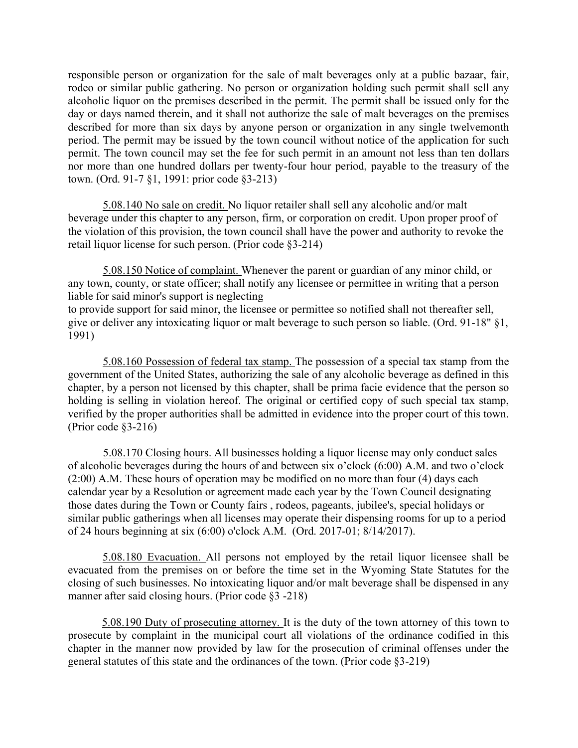responsible person or organization for the sale of malt beverages only at a public bazaar, fair, rodeo or similar public gathering. No person or organization holding such permit shall sell any alcoholic liquor on the premises described in the permit. The permit shall be issued only for the day or days named therein, and it shall not authorize the sale of malt beverages on the premises described for more than six days by anyone person or organization in any single twelvemonth period. The permit may be issued by the town council without notice of the application for such permit. The town council may set the fee for such permit in an amount not less than ten dollars nor more than one hundred dollars per twenty-four hour period, payable to the treasury of the town. (Ord. 91-7 §1, 1991: prior code §3-213)

5.08.140 No sale on credit. No liquor retailer shall sell any alcoholic and/or malt beverage under this chapter to any person, firm, or corporation on credit. Upon proper proof of the violation of this provision, the town council shall have the power and authority to revoke the retail liquor license for such person. (Prior code §3-214)

5.08.150 Notice of complaint. Whenever the parent or guardian of any minor child, or any town, county, or state officer; shall notify any licensee or permittee in writing that a person liable for said minor's support is neglecting
to provide support for said minor, the licensee or permittee so notified shall not thereafter sell, give or deliver any intoxicating liquor or malt beverage to such person so liable. (Ord. 91-18" §1, 1991)

5.08.160 Possession of federal tax stamp. The possession of a special tax stamp from the government of the United States, authorizing the sale of any alcoholic beverage as defined in this chapter, by a person not licensed by this chapter, shall be prima facie evidence that the person so holding is selling in violation hereof. The original or certified copy of such special tax stamp, verified by the proper authorities shall be admitted in evidence into the proper court of this town. (Prior code §3-216)

5.08.170 Closing hours. All businesses holding a liquor license may only conduct sales of alcoholic beverages during the hours of and between six o'clock (6:00) A.M. and two o'clock (2:00) A.M. These hours of operation may be modified on no more than four (4) days each calendar year by a Resolution or agreement made each year by the Town Council designating those dates during the Town or County fairs , rodeos, pageants, jubilee's, special holidays or similar public gatherings when all licenses may operate their dispensing rooms for up to a period of 24 hours beginning at six (6:00) o'clock A.M. (Ord. 2017-01; 8/14/2017).

5.08.180 Evacuation. All persons not employed by the retail liquor licensee shall be evacuated from the premises on or before the time set in the Wyoming State Statutes for the closing of such businesses. No intoxicating liquor and/or malt beverage shall be dispensed in any manner after said closing hours. (Prior code §3 -218)

5.08.190 Duty of prosecuting attorney. It is the duty of the town attorney of this town to prosecute by complaint in the municipal court all violations of the ordinance codified in this chapter in the manner now provided by law for the prosecution of criminal offenses under the general statutes of this state and the ordinances of the town. (Prior code §3-219)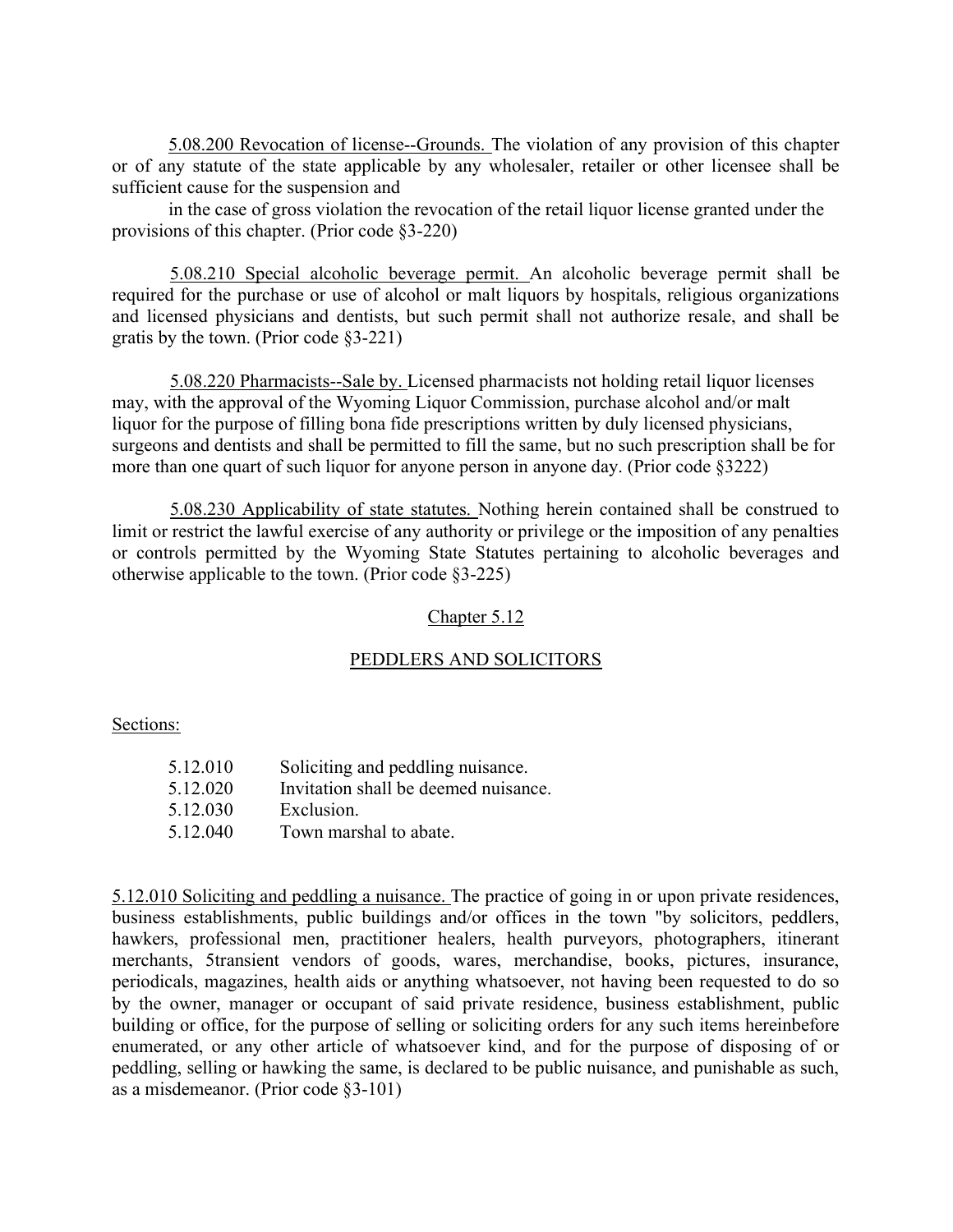5.08.200 Revocation of license--Grounds. The violation of any provision of this chapter or of any statute of the state applicable by any wholesaler, retailer or other licensee shall be sufficient cause for the suspension and

in the case of gross violation the revocation of the retail liquor license granted under the provisions of this chapter. (Prior code §3-220)

5.08.210 Special alcoholic beverage permit. An alcoholic beverage permit shall be required for the purchase or use of alcohol or malt liquors by hospitals, religious organizations and licensed physicians and dentists, but such permit shall not authorize resale, and shall be gratis by the town. (Prior code §3-221)

5.08.220 Pharmacists--Sale by. Licensed pharmacists not holding retail liquor licenses may, with the approval of the Wyoming Liquor Commission, purchase alcohol and/or malt liquor for the purpose of filling bona fide prescriptions written by duly licensed physicians, surgeons and dentists and shall be permitted to fill the same, but no such prescription shall be for more than one quart of such liquor for anyone person in anyone day. (Prior code §3222)

5.08.230 Applicability of state statutes. Nothing herein contained shall be construed to limit or restrict the lawful exercise of any authority or privilege or the imposition of any penalties or controls permitted by the Wyoming State Statutes pertaining to alcoholic beverages and otherwise applicable to the town. (Prior code §3-225)

## Chapter 5.12

## PEDDLERS AND SOLICITORS

Sections:

- 5.12.010 Soliciting and peddling nuisance.
- 5.12.020 Invitation shall be deemed nuisance.
- 5.12.030 Exclusion.
- 5.12.040 Town marshal to abate.

5.12.010 Soliciting and peddling a nuisance. The practice of going in or upon private residences, business establishments, public buildings and/or offices in the town "by solicitors, peddlers, hawkers, professional men, practitioner healers, health purveyors, photographers, itinerant merchants, 5transient vendors of goods, wares, merchandise, books, pictures, insurance, periodicals, magazines, health aids or anything whatsoever, not having been requested to do so by the owner, manager or occupant of said private residence, business establishment, public building or office, for the purpose of selling or soliciting orders for any such items hereinbefore enumerated, or any other article of whatsoever kind, and for the purpose of disposing of or peddling, selling or hawking the same, is declared to be public nuisance, and punishable as such, as a misdemeanor. (Prior code §3-101)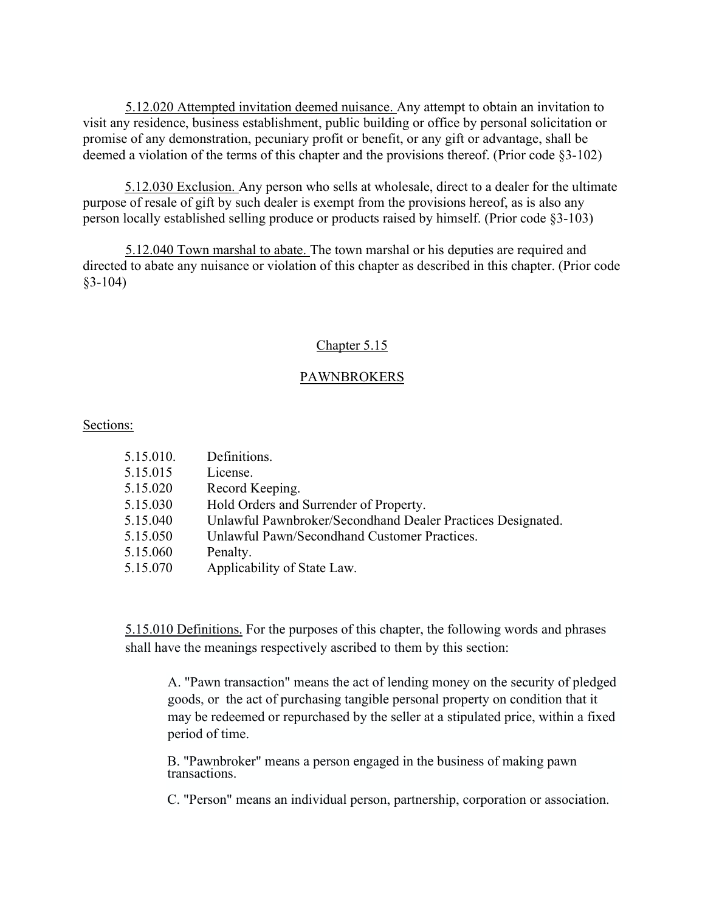5.12.020 Attempted invitation deemed nuisance. Any attempt to obtain an invitation to visit any residence, business establishment, public building or office by personal solicitation or promise of any demonstration, pecuniary profit or benefit, or any gift or advantage, shall be deemed a violation of the terms of this chapter and the provisions thereof. (Prior code §3-102)

5.12.030 Exclusion. Any person who sells at wholesale, direct to a dealer for the ultimate purpose of resale of gift by such dealer is exempt from the provisions hereof, as is also any person locally established selling produce or products raised by himself. (Prior code §3-103)

5.12.040 Town marshal to abate. The town marshal or his deputies are required and directed to abate any nuisance or violation of this chapter as described in this chapter. (Prior code §3-104)

## Chapter 5.15

## PAWNBROKERS

Sections:

| | |
|---|---|
| 5.15.010. | Definitions. |
| 5.15.015 | License. |
| 5.15.020 | Record Keeping. |
| 5.15.030 | Hold Orders and Surrender of Property. |
| 5.15.040 | Unlawful Pawnbroker/Secondhand Dealer Practices Designated. |
| 5.15.050 | Unlawful Pawn/Secondhand Customer Practices. |
| 5.15.060 | Penalty. |
| 5.15.070 | Applicability of State Law. |

5.15.010 Definitions. For the purposes of this chapter, the following words and phrases shall have the meanings respectively ascribed to them by this section:

A. "Pawn transaction" means the act of lending money on the security of pledged goods, or the act of purchasing tangible personal property on condition that it may be redeemed or repurchased by the seller at a stipulated price, within a fixed period of time.

B. "Pawnbroker" means a person engaged in the business of making pawn transactions.

C. "Person" means an individual person, partnership, corporation or association.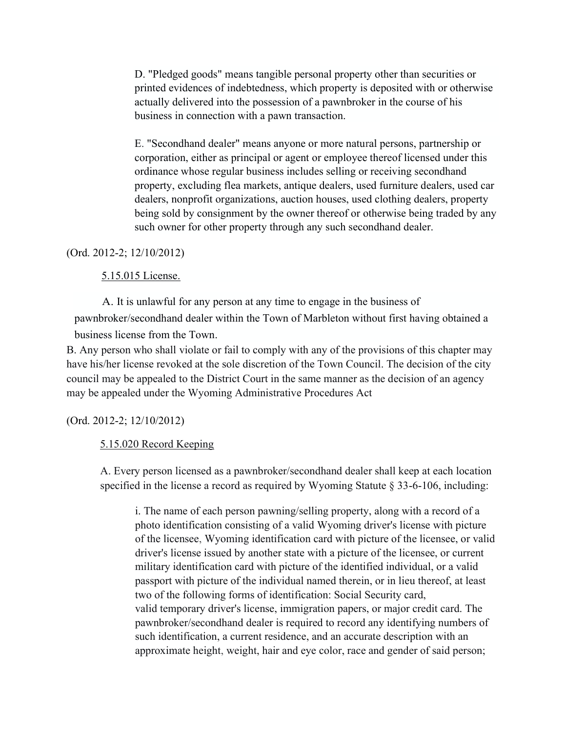D. "Pledged goods" means tangible personal property other than securities or printed evidences of indebtedness, which property is deposited with or otherwise actually delivered into the possession of a pawnbroker in the course of his business in connection with a pawn transaction.

E. "Secondhand dealer" means anyone or more natural persons, partnership or corporation, either as principal or agent or employee thereof licensed under this ordinance whose regular business includes selling or receiving secondhand property, excluding flea markets, antique dealers, used furniture dealers, used car dealers, nonprofit organizations, auction houses, used clothing dealers, property being sold by consignment by the owner thereof or otherwise being traded by any such owner for other property through any such secondhand dealer.

(Ord. 2012-2; 12/10/2012)

5.15.015 License.

A. It is unlawful for any person at any time to engage in the business of pawnbroker/secondhand dealer within the Town of Marbleton without first having obtained a business license from the Town.

B. Any person who shall violate or fail to comply with any of the provisions of this chapter may have his/her license revoked at the sole discretion of the Town Council. The decision of the city council may be appealed to the District Court in the same manner as the decision of an agency may be appealed under the Wyoming Administrative Procedures Act

(Ord. 2012-2; 12/10/2012)

5.15.020 Record Keeping

A. Every person licensed as a pawnbroker/secondhand dealer shall keep at each location specified in the license a record as required by Wyoming Statute § 33-6-106, including:

i. The name of each person pawning/selling property, along with a record of a photo identification consisting of a valid Wyoming driver's license with picture of the licensee, Wyoming identification card with picture of the licensee, or valid driver's license issued by another state with a picture of the licensee, or current military identification card with picture of the identified individual, or a valid passport with picture of the individual named therein, or in lieu thereof, at least two of the following forms of identification: Social Security card, valid temporary driver's license, immigration papers, or major credit card. The pawnbroker/secondhand dealer is required to record any identifying numbers of such identification, a current residence, and an accurate description with an approximate height, weight, hair and eye color, race and gender of said person;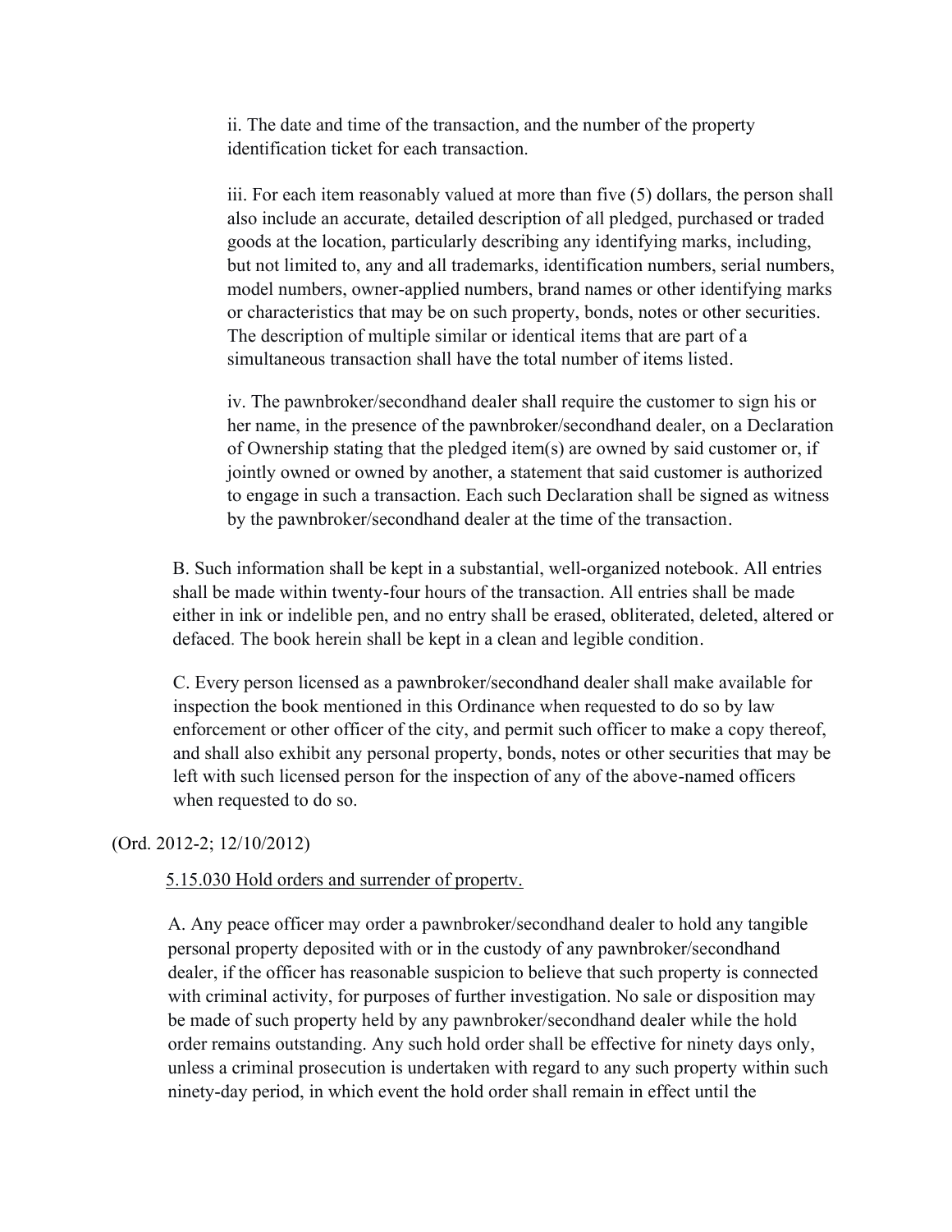ii. The date and time of the transaction, and the number of the property identification ticket for each transaction.

iii. For each item reasonably valued at more than five (5) dollars, the person shall also include an accurate, detailed description of all pledged, purchased or traded goods at the location, particularly describing any identifying marks, including, but not limited to, any and all trademarks, identification numbers, serial numbers, model numbers, owner-applied numbers, brand names or other identifying marks or characteristics that may be on such property, bonds, notes or other securities. The description of multiple similar or identical items that are part of a simultaneous transaction shall have the total number of items listed.

iv. The pawnbroker/secondhand dealer shall require the customer to sign his or her name, in the presence of the pawnbroker/secondhand dealer, on a Declaration of Ownership stating that the pledged item(s) are owned by said customer or, if jointly owned or owned by another, a statement that said customer is authorized to engage in such a transaction. Each such Declaration shall be signed as witness by the pawnbroker/secondhand dealer at the time of the transaction.

B. Such information shall be kept in a substantial, well-organized notebook. All entries shall be made within twenty-four hours of the transaction. All entries shall be made either in ink or indelible pen, and no entry shall be erased, obliterated, deleted, altered or defaced. The book herein shall be kept in a clean and legible condition.

C. Every person licensed as a pawnbroker/secondhand dealer shall make available for inspection the book mentioned in this Ordinance when requested to do so by law enforcement or other officer of the city, and permit such officer to make a copy thereof, and shall also exhibit any personal property, bonds, notes or other securities that may be left with such licensed person for the inspection of any of the above-named officers when requested to do so.

(Ord. 2012-2; 12/10/2012)

5.15.030 Hold orders and surrender of propertv.

A. Any peace officer may order a pawnbroker/secondhand dealer to hold any tangible personal property deposited with or in the custody of any pawnbroker/secondhand dealer, if the officer has reasonable suspicion to believe that such property is connected with criminal activity, for purposes of further investigation. No sale or disposition may be made of such property held by any pawnbroker/secondhand dealer while the hold order remains outstanding. Any such hold order shall be effective for ninety days only, unless a criminal prosecution is undertaken with regard to any such property within such ninety-day period, in which event the hold order shall remain in effect until the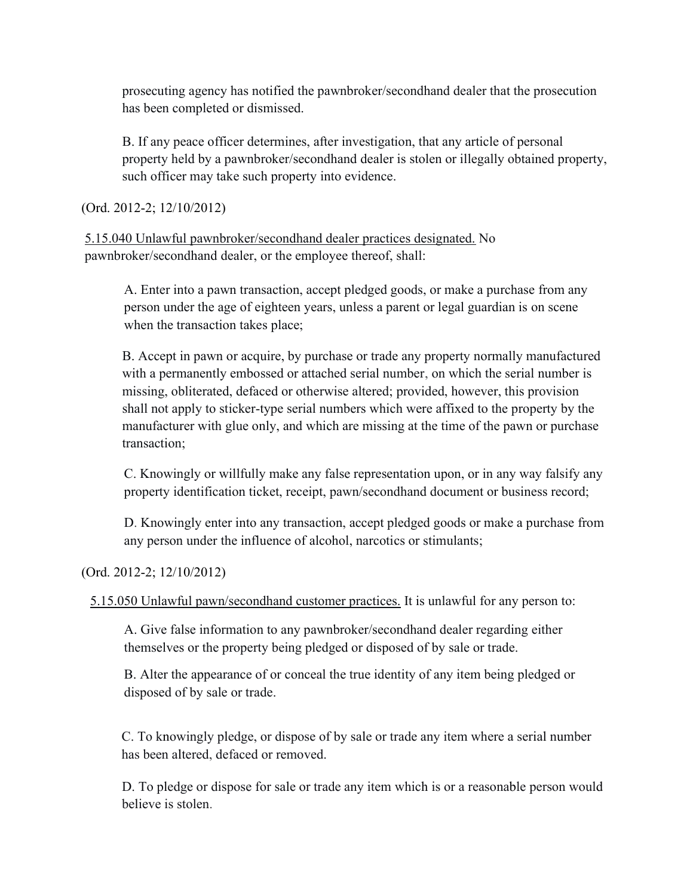prosecuting agency has notified the pawnbroker/secondhand dealer that the prosecution has been completed or dismissed.

B. If any peace officer determines, after investigation, that any article of personal property held by a pawnbroker/secondhand dealer is stolen or illegally obtained property, such officer may take such property into evidence.

(Ord. 2012-2; 12/10/2012)

<u>5.15.040 Unlawful pawnbroker/secondhand dealer practices designated.</u> No pawnbroker/secondhand dealer, or the employee thereof, shall:

A. Enter into a pawn transaction, accept pledged goods, or make a purchase from any person under the age of eighteen years, unless a parent or legal guardian is on scene when the transaction takes place;

B. Accept in pawn or acquire, by purchase or trade any property normally manufactured with a permanently embossed or attached serial number, on which the serial number is missing, obliterated, defaced or otherwise altered; provided, however, this provision shall not apply to sticker-type serial numbers which were affixed to the property by the manufacturer with glue only, and which are missing at the time of the pawn or purchase transaction;

C. Knowingly or willfully make any false representation upon, or in any way falsify any property identification ticket, receipt, pawn/secondhand document or business record;

D. Knowingly enter into any transaction, accept pledged goods or make a purchase from any person under the influence of alcohol, narcotics or stimulants;

(Ord. 2012-2; 12/10/2012)

<u>5.15.050 Unlawful pawn/secondhand customer practices.</u> It is unlawful for any person to:

A. Give false information to any pawnbroker/secondhand dealer regarding either themselves or the property being pledged or disposed of by sale or trade.

B. Alter the appearance of or conceal the true identity of any item being pledged or disposed of by sale or trade.

C. To knowingly pledge, or dispose of by sale or trade any item where a serial number has been altered, defaced or removed.

D. To pledge or dispose for sale or trade any item which is or a reasonable person would believe is stolen.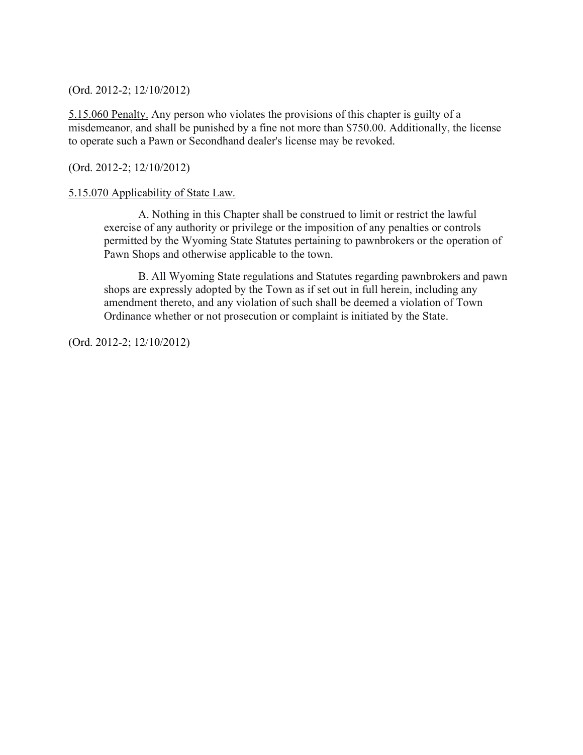(Ord. 2012-2; 12/10/2012)

5.15.060 Penalty. Any person who violates the provisions of this chapter is guilty of a misdemeanor, and shall be punished by a fine not more than $750.00. Additionally, the license to operate such a Pawn or Secondhand dealer's license may be revoked.

(Ord. 2012-2; 12/10/2012)

5.15.070 Applicability of State Law.

A. Nothing in this Chapter shall be construed to limit or restrict the lawful exercise of any authority or privilege or the imposition of any penalties or controls permitted by the Wyoming State Statutes pertaining to pawnbrokers or the operation of Pawn Shops and otherwise applicable to the town.

B. All Wyoming State regulations and Statutes regarding pawnbrokers and pawn shops are expressly adopted by the Town as if set out in full herein, including any amendment thereto, and any violation of such shall be deemed a violation of Town Ordinance whether or not prosecution or complaint is initiated by the State.

(Ord. 2012-2; 12/10/2012)